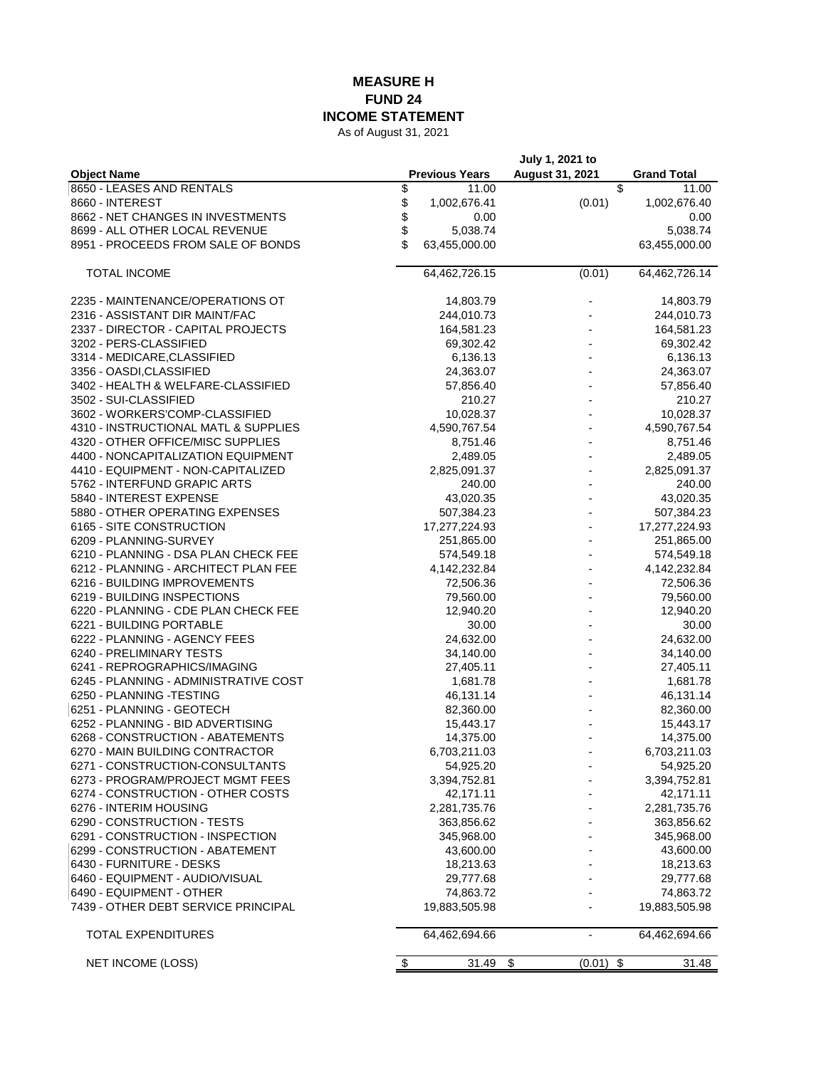# MEASURE H
## FUND 24
## INCOME STATEMENT

As of August 31, 2021

| Object Name | Previous Years | July 1, 2021 to August 31, 2021 | Grand Total |
|---|---|---|---|
| 8650 - LEASES AND RENTALS | $ 11.00 | | $ 11.00 |
| 8660 - INTEREST | $ 1,002,676.41 | (0.01) | 1,002,676.40 |
| 8662 - NET CHANGES IN INVESTMENTS | $ 0.00 | | 0.00 |
| 8699 - ALL OTHER LOCAL REVENUE | $ 5,038.74 | | 5,038.74 |
| 8951 - PROCEEDS FROM SALE OF BONDS | $ 63,455,000.00 | | 63,455,000.00 |
| TOTAL INCOME | 64,462,726.15 | (0.01) | 64,462,726.14 |
| 2235 - MAINTENANCE/OPERATIONS OT | 14,803.79 | - | 14,803.79 |
| 2316 - ASSISTANT DIR MAINT/FAC | 244,010.73 | - | 244,010.73 |
| 2337 - DIRECTOR - CAPITAL PROJECTS | 164,581.23 | - | 164,581.23 |
| 3202 - PERS-CLASSIFIED | 69,302.42 | - | 69,302.42 |
| 3314 - MEDICARE,CLASSIFIED | 6,136.13 | - | 6,136.13 |
| 3356 - OASDI,CLASSIFIED | 24,363.07 | - | 24,363.07 |
| 3402 - HEALTH & WELFARE-CLASSIFIED | 57,856.40 | - | 57,856.40 |
| 3502 - SUI-CLASSIFIED | 210.27 | - | 210.27 |
| 3602 - WORKERS'COMP-CLASSIFIED | 10,028.37 | - | 10,028.37 |
| 4310 - INSTRUCTIONAL MATL & SUPPLIES | 4,590,767.54 | - | 4,590,767.54 |
| 4320 - OTHER OFFICE/MISC SUPPLIES | 8,751.46 | - | 8,751.46 |
| 4400 - NONCAPITALIZATION EQUIPMENT | 2,489.05 | - | 2,489.05 |
| 4410 - EQUIPMENT - NON-CAPITALIZED | 2,825,091.37 | - | 2,825,091.37 |
| 5762 - INTERFUND GRAPIC ARTS | 240.00 | - | 240.00 |
| 5840 - INTEREST EXPENSE | 43,020.35 | - | 43,020.35 |
| 5880 - OTHER OPERATING EXPENSES | 507,384.23 | - | 507,384.23 |
| 6165 - SITE CONSTRUCTION | 17,277,224.93 | - | 17,277,224.93 |
| 6209 - PLANNING-SURVEY | 251,865.00 | - | 251,865.00 |
| 6210 - PLANNING - DSA PLAN CHECK FEE | 574,549.18 | - | 574,549.18 |
| 6212 - PLANNING - ARCHITECT PLAN FEE | 4,142,232.84 | - | 4,142,232.84 |
| 6216 - BUILDING IMPROVEMENTS | 72,506.36 | - | 72,506.36 |
| 6219 - BUILDING INSPECTIONS | 79,560.00 | - | 79,560.00 |
| 6220 - PLANNING - CDE PLAN CHECK FEE | 12,940.20 | - | 12,940.20 |
| 6221 - BUILDING PORTABLE | 30.00 | - | 30.00 |
| 6222 - PLANNING - AGENCY FEES | 24,632.00 | - | 24,632.00 |
| 6240 - PRELIMINARY TESTS | 34,140.00 | - | 34,140.00 |
| 6241 - REPROGRAPHICS/IMAGING | 27,405.11 | - | 27,405.11 |
| 6245 - PLANNING - ADMINISTRATIVE COST | 1,681.78 | - | 1,681.78 |
| 6250 - PLANNING -TESTING | 46,131.14 | - | 46,131.14 |
| 6251 - PLANNING - GEOTECH | 82,360.00 | - | 82,360.00 |
| 6252 - PLANNING - BID ADVERTISING | 15,443.17 | - | 15,443.17 |
| 6268 - CONSTRUCTION - ABATEMENTS | 14,375.00 | - | 14,375.00 |
| 6270 - MAIN BUILDING CONTRACTOR | 6,703,211.03 | - | 6,703,211.03 |
| 6271 - CONSTRUCTION-CONSULTANTS | 54,925.20 | - | 54,925.20 |
| 6273 - PROGRAM/PROJECT MGMT FEES | 3,394,752.81 | - | 3,394,752.81 |
| 6274 - CONSTRUCTION - OTHER COSTS | 42,171.11 | - | 42,171.11 |
| 6276 - INTERIM HOUSING | 2,281,735.76 | - | 2,281,735.76 |
| 6290 - CONSTRUCTION - TESTS | 363,856.62 | - | 363,856.62 |
| 6291 - CONSTRUCTION - INSPECTION | 345,968.00 | - | 345,968.00 |
| 6299 - CONSTRUCTION - ABATEMENT | 43,600.00 | - | 43,600.00 |
| 6430 - FURNITURE - DESKS | 18,213.63 | - | 18,213.63 |
| 6460 - EQUIPMENT - AUDIO/VISUAL | 29,777.68 | - | 29,777.68 |
| 6490 - EQUIPMENT - OTHER | 74,863.72 | - | 74,863.72 |
| 7439 - OTHER DEBT SERVICE PRINCIPAL | 19,883,505.98 | - | 19,883,505.98 |
| TOTAL EXPENDITURES | 64,462,694.66 | - | 64,462,694.66 |
| NET INCOME (LOSS) | $ 31.49 | $ (0.01) | $ 31.48 |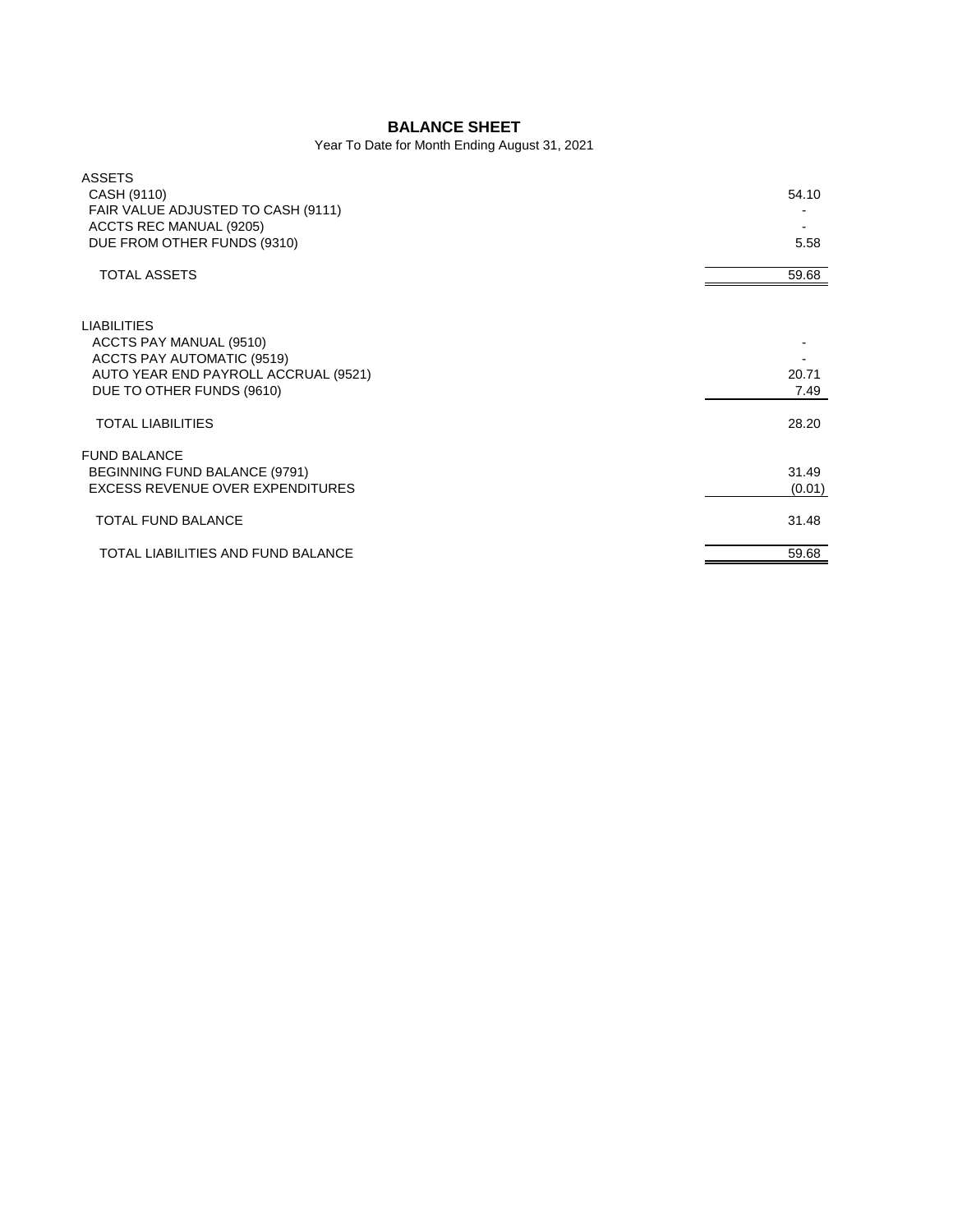# BALANCE SHEET

Year To Date for Month Ending August 31, 2021

| | |
|---|---|
| **ASSETS** | |
| CASH (9110) | 54.10 |
| FAIR VALUE ADJUSTED TO CASH (9111) | - |
| ACCTS REC MANUAL (9205) | - |
| DUE FROM OTHER FUNDS (9310) | 5.58 |
| TOTAL ASSETS | 59.68 |
| | |
| **LIABILITIES** | |
| ACCTS PAY MANUAL (9510) | - |
| ACCTS PAY AUTOMATIC (9519) | - |
| AUTO YEAR END PAYROLL ACCRUAL (9521) | 20.71 |
| DUE TO OTHER FUNDS (9610) | 7.49 |
| TOTAL LIABILITIES | 28.20 |
| | |
| **FUND BALANCE** | |
| BEGINNING FUND BALANCE (9791) | 31.49 |
| EXCESS REVENUE OVER EXPENDITURES | (0.01) |
| TOTAL FUND BALANCE | 31.48 |
| | |
| TOTAL LIABILITIES AND FUND BALANCE | 59.68 |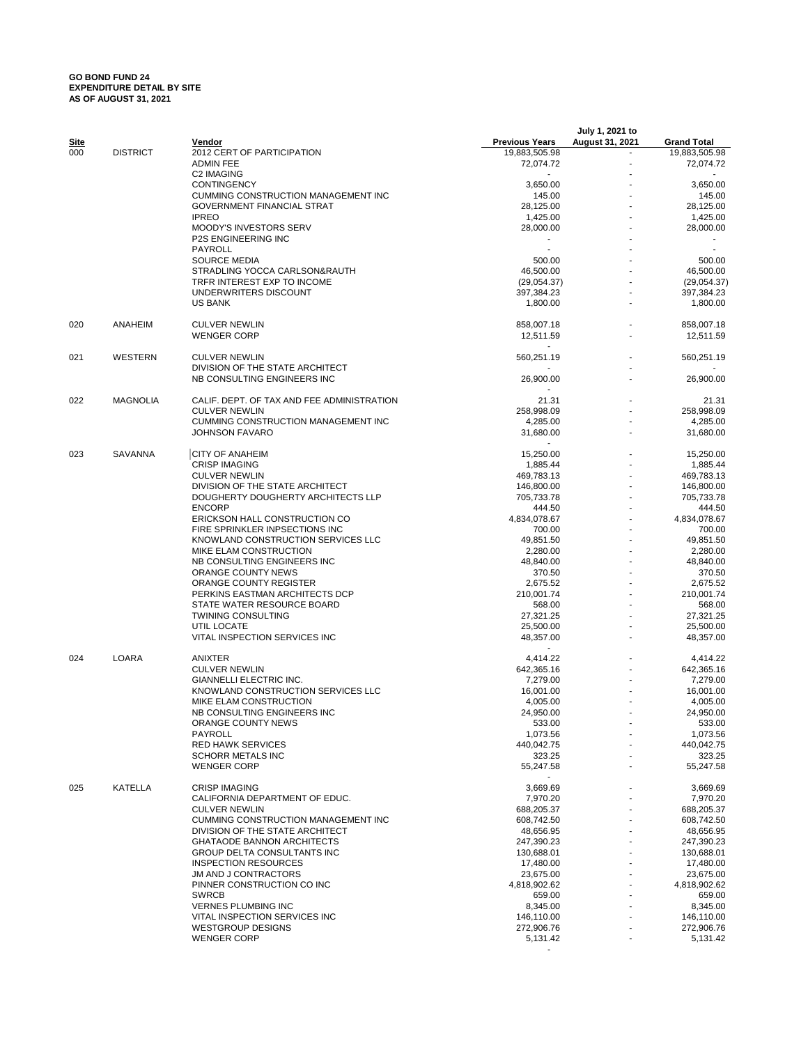**GO BOND FUND 24**
**EXPENDITURE DETAIL BY SITE**
**AS OF AUGUST 31, 2021**

| Site | | Vendor | Previous Years | July 1, 2021 to August 31, 2021 | Grand Total |
|---|---|---|---|---|---|
| 000 | DISTRICT | 2012 CERT OF PARTICIPATION | 19,883,505.98 | - | 19,883,505.98 |
| | | ADMIN FEE | 72,074.72 | - | 72,074.72 |
| | | C2 IMAGING | - | - | - |
| | | CONTINGENCY | 3,650.00 | - | 3,650.00 |
| | | CUMMING CONSTRUCTION MANAGEMENT INC | 145.00 | - | 145.00 |
| | | GOVERNMENT FINANCIAL STRAT | 28,125.00 | - | 28,125.00 |
| | | IPREO | 1,425.00 | - | 1,425.00 |
| | | MOODY'S INVESTORS SERV | 28,000.00 | - | 28,000.00 |
| | | P2S ENGINEERING INC | - | - | - |
| | | PAYROLL | - | - | - |
| | | SOURCE MEDIA | 500.00 | - | 500.00 |
| | | STRADLING YOCCA CARLSON&RAUTH | 46,500.00 | - | 46,500.00 |
| | | TRFR INTEREST EXP TO INCOME | (29,054.37) | - | (29,054.37) |
| | | UNDERWRITERS DISCOUNT | 397,384.23 | - | 397,384.23 |
| | | US BANK | 1,800.00 | - | 1,800.00 |
| 020 | ANAHEIM | CULVER NEWLIN | 858,007.18 | - | 858,007.18 |
| | | WENGER CORP | 12,511.59 | - | 12,511.59 |
| | | | - | | |
| 021 | WESTERN | CULVER NEWLIN | 560,251.19 | - | 560,251.19 |
| | | DIVISION OF THE STATE ARCHITECT | - | - | - |
| | | NB CONSULTING ENGINEERS INC | 26,900.00 | - | 26,900.00 |
| | | | - | | |
| 022 | MAGNOLIA | CALIF. DEPT. OF TAX AND FEE ADMINISTRATION | 21.31 | - | 21.31 |
| | | CULVER NEWLIN | 258,998.09 | - | 258,998.09 |
| | | CUMMING CONSTRUCTION MANAGEMENT INC | 4,285.00 | - | 4,285.00 |
| | | JOHNSON FAVARO | 31,680.00 | - | 31,680.00 |
| | | | - | | |
| 023 | SAVANNA | CITY OF ANAHEIM | 15,250.00 | - | 15,250.00 |
| | | CRISP IMAGING | 1,885.44 | - | 1,885.44 |
| | | CULVER NEWLIN | 469,783.13 | - | 469,783.13 |
| | | DIVISION OF THE STATE ARCHITECT | 146,800.00 | - | 146,800.00 |
| | | DOUGHERTY DOUGHERTY ARCHITECTS LLP | 705,733.78 | - | 705,733.78 |
| | | ENCORP | 444.50 | - | 444.50 |
| | | ERICKSON HALL CONSTRUCTION CO | 4,834,078.67 | - | 4,834,078.67 |
| | | FIRE SPRINKLER INPSECTIONS INC | 700.00 | - | 700.00 |
| | | KNOWLAND CONSTRUCTION SERVICES LLC | 49,851.50 | - | 49,851.50 |
| | | MIKE ELAM CONSTRUCTION | 2,280.00 | - | 2,280.00 |
| | | NB CONSULTING ENGINEERS INC | 48,840.00 | - | 48,840.00 |
| | | ORANGE COUNTY NEWS | 370.50 | - | 370.50 |
| | | ORANGE COUNTY REGISTER | 2,675.52 | - | 2,675.52 |
| | | PERKINS EASTMAN ARCHITECTS DCP | 210,001.74 | - | 210,001.74 |
| | | STATE WATER RESOURCE BOARD | 568.00 | - | 568.00 |
| | | TWINING CONSULTING | 27,321.25 | - | 27,321.25 |
| | | UTIL LOCATE | 25,500.00 | - | 25,500.00 |
| | | VITAL INSPECTION SERVICES INC | 48,357.00 | - | 48,357.00 |
| | | | - | | |
| 024 | LOARA | ANIXTER | 4,414.22 | - | 4,414.22 |
| | | CULVER NEWLIN | 642,365.16 | - | 642,365.16 |
| | | GIANNELLI ELECTRIC INC. | 7,279.00 | - | 7,279.00 |
| | | KNOWLAND CONSTRUCTION SERVICES LLC | 16,001.00 | - | 16,001.00 |
| | | MIKE ELAM CONSTRUCTION | 4,005.00 | - | 4,005.00 |
| | | NB CONSULTING ENGINEERS INC | 24,950.00 | - | 24,950.00 |
| | | ORANGE COUNTY NEWS | 533.00 | - | 533.00 |
| | | PAYROLL | 1,073.56 | - | 1,073.56 |
| | | RED HAWK SERVICES | 440,042.75 | - | 440,042.75 |
| | | SCHORR METALS INC | 323.25 | - | 323.25 |
| | | WENGER CORP | 55,247.58 | - | 55,247.58 |
| | | | - | | |
| 025 | KATELLA | CRISP IMAGING | 3,669.69 | - | 3,669.69 |
| | | CALIFORNIA DEPARTMENT OF EDUC. | 7,970.20 | - | 7,970.20 |
| | | CULVER NEWLIN | 688,205.37 | - | 688,205.37 |
| | | CUMMING CONSTRUCTION MANAGEMENT INC | 608,742.50 | - | 608,742.50 |
| | | DIVISION OF THE STATE ARCHITECT | 48,656.95 | - | 48,656.95 |
| | | GHATAODE BANNON ARCHITECTS | 247,390.23 | - | 247,390.23 |
| | | GROUP DELTA CONSULTANTS INC | 130,688.01 | - | 130,688.01 |
| | | INSPECTION RESOURCES | 17,480.00 | - | 17,480.00 |
| | | JM AND J CONTRACTORS | 23,675.00 | - | 23,675.00 |
| | | PINNER CONSTRUCTION CO INC | 4,818,902.62 | - | 4,818,902.62 |
| | | SWRCB | 659.00 | - | 659.00 |
| | | VERNES PLUMBING INC | 8,345.00 | - | 8,345.00 |
| | | VITAL INSPECTION SERVICES INC | 146,110.00 | - | 146,110.00 |
| | | WESTGROUP DESIGNS | 272,906.76 | - | 272,906.76 |
| | | WENGER CORP | 5,131.42 | - | 5,131.42 |
| | | | - | | |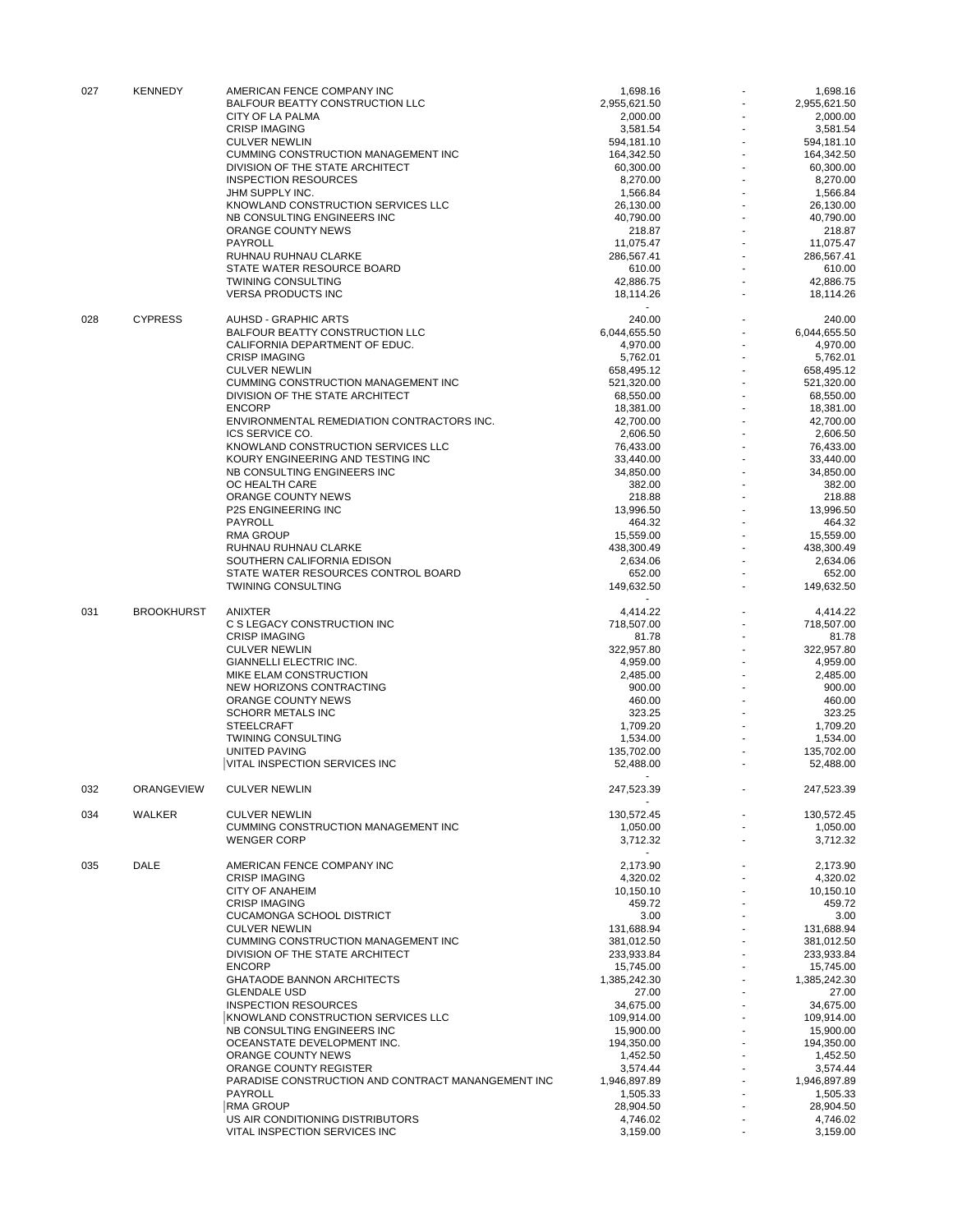| | | | | | |
|---|---|---|---|---|---|
| 027 | KENNEDY | AMERICAN FENCE COMPANY INC | 1,698.16 | - | 1,698.16 |
| | | BALFOUR BEATTY CONSTRUCTION LLC | 2,955,621.50 | - | 2,955,621.50 |
| | | CITY OF LA PALMA | 2,000.00 | - | 2,000.00 |
| | | CRISP IMAGING | 3,581.54 | - | 3,581.54 |
| | | CULVER NEWLIN | 594,181.10 | - | 594,181.10 |
| | | CUMMING CONSTRUCTION MANAGEMENT INC | 164,342.50 | - | 164,342.50 |
| | | DIVISION OF THE STATE ARCHITECT | 60,300.00 | - | 60,300.00 |
| | | INSPECTION RESOURCES | 8,270.00 | - | 8,270.00 |
| | | JHM SUPPLY INC. | 1,566.84 | - | 1,566.84 |
| | | KNOWLAND CONSTRUCTION SERVICES LLC | 26,130.00 | - | 26,130.00 |
| | | NB CONSULTING ENGINEERS INC | 40,790.00 | - | 40,790.00 |
| | | ORANGE COUNTY NEWS | 218.87 | - | 218.87 |
| | | PAYROLL | 11,075.47 | - | 11,075.47 |
| | | RUHNAU RUHNAU CLARKE | 286,567.41 | - | 286,567.41 |
| | | STATE WATER RESOURCE BOARD | 610.00 | - | 610.00 |
| | | TWINING CONSULTING | 42,886.75 | - | 42,886.75 |
| | | VERSA PRODUCTS INC | 18,114.26 | - | 18,114.26 |
| | | | - | | |
| 028 | CYPRESS | AUHSD - GRAPHIC ARTS | 240.00 | - | 240.00 |
| | | BALFOUR BEATTY CONSTRUCTION LLC | 6,044,655.50 | - | 6,044,655.50 |
| | | CALIFORNIA DEPARTMENT OF EDUC. | 4,970.00 | - | 4,970.00 |
| | | CRISP IMAGING | 5,762.01 | - | 5,762.01 |
| | | CULVER NEWLIN | 658,495.12 | - | 658,495.12 |
| | | CUMMING CONSTRUCTION MANAGEMENT INC | 521,320.00 | - | 521,320.00 |
| | | DIVISION OF THE STATE ARCHITECT | 68,550.00 | - | 68,550.00 |
| | | ENCORP | 18,381.00 | - | 18,381.00 |
| | | ENVIRONMENTAL REMEDIATION CONTRACTORS INC. | 42,700.00 | - | 42,700.00 |
| | | ICS SERVICE CO. | 2,606.50 | - | 2,606.50 |
| | | KNOWLAND CONSTRUCTION SERVICES LLC | 76,433.00 | - | 76,433.00 |
| | | KOURY ENGINEERING AND TESTING INC | 33,440.00 | - | 33,440.00 |
| | | NB CONSULTING ENGINEERS INC | 34,850.00 | - | 34,850.00 |
| | | OC HEALTH CARE | 382.00 | - | 382.00 |
| | | ORANGE COUNTY NEWS | 218.88 | - | 218.88 |
| | | P2S ENGINEERING INC | 13,996.50 | - | 13,996.50 |
| | | PAYROLL | 464.32 | - | 464.32 |
| | | RMA GROUP | 15,559.00 | - | 15,559.00 |
| | | RUHNAU RUHNAU CLARKE | 438,300.49 | - | 438,300.49 |
| | | SOUTHERN CALIFORNIA EDISON | 2,634.06 | - | 2,634.06 |
| | | STATE WATER RESOURCES CONTROL BOARD | 652.00 | - | 652.00 |
| | | TWINING CONSULTING | 149,632.50 | - | 149,632.50 |
| | | | - | | |
| 031 | BROOKHURST | ANIXTER | 4,414.22 | - | 4,414.22 |
| | | C S LEGACY CONSTRUCTION INC | 718,507.00 | - | 718,507.00 |
| | | CRISP IMAGING | 81.78 | - | 81.78 |
| | | CULVER NEWLIN | 322,957.80 | - | 322,957.80 |
| | | GIANNELLI ELECTRIC INC. | 4,959.00 | - | 4,959.00 |
| | | MIKE ELAM CONSTRUCTION | 2,485.00 | - | 2,485.00 |
| | | NEW HORIZONS CONTRACTING | 900.00 | - | 900.00 |
| | | ORANGE COUNTY NEWS | 460.00 | - | 460.00 |
| | | SCHORR METALS INC | 323.25 | - | 323.25 |
| | | STEELCRAFT | 1,709.20 | - | 1,709.20 |
| | | TWINING CONSULTING | 1,534.00 | - | 1,534.00 |
| | | UNITED PAVING | 135,702.00 | - | 135,702.00 |
| | | VITAL INSPECTION SERVICES INC | 52,488.00 | - | 52,488.00 |
| | | | - | | |
| 032 | ORANGEVIEW | CULVER NEWLIN | 247,523.39 | - | 247,523.39 |
| | | | - | | |
| 034 | WALKER | CULVER NEWLIN | 130,572.45 | - | 130,572.45 |
| | | CUMMING CONSTRUCTION MANAGEMENT INC | 1,050.00 | - | 1,050.00 |
| | | WENGER CORP | 3,712.32 | - | 3,712.32 |
| | | | - | | |
| 035 | DALE | AMERICAN FENCE COMPANY INC | 2,173.90 | - | 2,173.90 |
| | | CRISP IMAGING | 4,320.02 | - | 4,320.02 |
| | | CITY OF ANAHEIM | 10,150.10 | - | 10,150.10 |
| | | CRISP IMAGING | 459.72 | - | 459.72 |
| | | CUCAMONGA SCHOOL DISTRICT | 3.00 | - | 3.00 |
| | | CULVER NEWLIN | 131,688.94 | - | 131,688.94 |
| | | CUMMING CONSTRUCTION MANAGEMENT INC | 381,012.50 | - | 381,012.50 |
| | | DIVISION OF THE STATE ARCHITECT | 233,933.84 | - | 233,933.84 |
| | | ENCORP | 15,745.00 | - | 15,745.00 |
| | | GHATAODE BANNON ARCHITECTS | 1,385,242.30 | - | 1,385,242.30 |
| | | GLENDALE USD | 27.00 | - | 27.00 |
| | | INSPECTION RESOURCES | 34,675.00 | - | 34,675.00 |
| | | KNOWLAND CONSTRUCTION SERVICES LLC | 109,914.00 | - | 109,914.00 |
| | | NB CONSULTING ENGINEERS INC | 15,900.00 | - | 15,900.00 |
| | | OCEANSTATE DEVELOPMENT INC. | 194,350.00 | - | 194,350.00 |
| | | ORANGE COUNTY NEWS | 1,452.50 | - | 1,452.50 |
| | | ORANGE COUNTY REGISTER | 3,574.44 | - | 3,574.44 |
| | | PARADISE CONSTRUCTION AND CONTRACT MANANGEMENT INC | 1,946,897.89 | - | 1,946,897.89 |
| | | PAYROLL | 1,505.33 | - | 1,505.33 |
| | | RMA GROUP | 28,904.50 | - | 28,904.50 |
| | | US AIR CONDITIONING DISTRIBUTORS | 4,746.02 | - | 4,746.02 |
| | | VITAL INSPECTION SERVICES INC | 3,159.00 | - | 3,159.00 |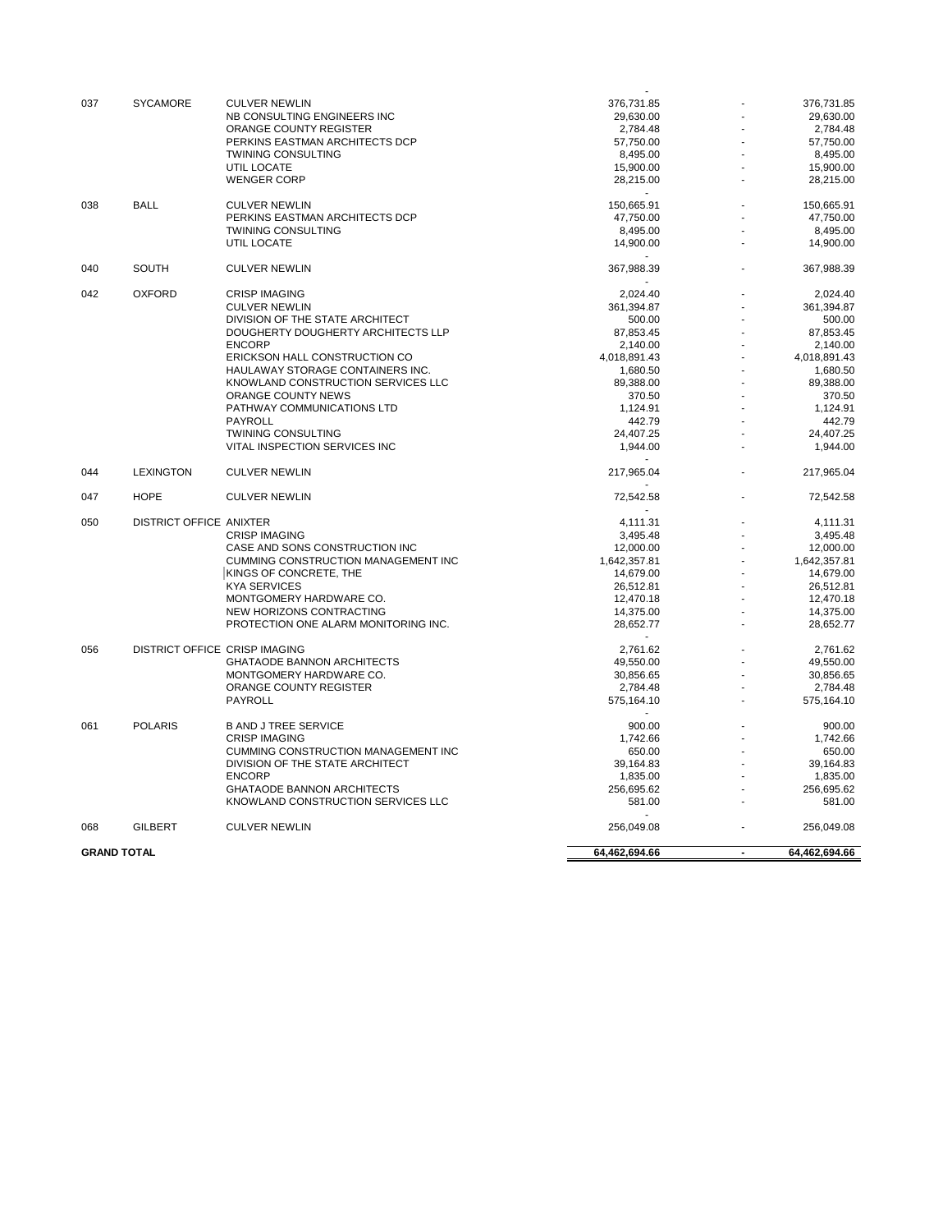| | | | | | |
|---|---|---|---|---|---|
| | | | - | | |
| 037 | SYCAMORE | CULVER NEWLIN | 376,731.85 | - | 376,731.85 |
| | | NB CONSULTING ENGINEERS INC | 29,630.00 | - | 29,630.00 |
| | | ORANGE COUNTY REGISTER | 2,784.48 | - | 2,784.48 |
| | | PERKINS EASTMAN ARCHITECTS DCP | 57,750.00 | - | 57,750.00 |
| | | TWINING CONSULTING | 8,495.00 | - | 8,495.00 |
| | | UTIL LOCATE | 15,900.00 | - | 15,900.00 |
| | | WENGER CORP | 28,215.00 | - | 28,215.00 |
| | | | - | | |
| 038 | BALL | CULVER NEWLIN | 150,665.91 | - | 150,665.91 |
| | | PERKINS EASTMAN ARCHITECTS DCP | 47,750.00 | - | 47,750.00 |
| | | TWINING CONSULTING | 8,495.00 | - | 8,495.00 |
| | | UTIL LOCATE | 14,900.00 | - | 14,900.00 |
| | | | - | | |
| 040 | SOUTH | CULVER NEWLIN | 367,988.39 | - | 367,988.39 |
| | | | - | | |
| 042 | OXFORD | CRISP IMAGING | 2,024.40 | - | 2,024.40 |
| | | CULVER NEWLIN | 361,394.87 | - | 361,394.87 |
| | | DIVISION OF THE STATE ARCHITECT | 500.00 | - | 500.00 |
| | | DOUGHERTY DOUGHERTY ARCHITECTS LLP | 87,853.45 | - | 87,853.45 |
| | | ENCORP | 2,140.00 | - | 2,140.00 |
| | | ERICKSON HALL CONSTRUCTION CO | 4,018,891.43 | - | 4,018,891.43 |
| | | HAULAWAY STORAGE CONTAINERS INC. | 1,680.50 | - | 1,680.50 |
| | | KNOWLAND CONSTRUCTION SERVICES LLC | 89,388.00 | - | 89,388.00 |
| | | ORANGE COUNTY NEWS | 370.50 | - | 370.50 |
| | | PATHWAY COMMUNICATIONS LTD | 1,124.91 | - | 1,124.91 |
| | | PAYROLL | 442.79 | - | 442.79 |
| | | TWINING CONSULTING | 24,407.25 | - | 24,407.25 |
| | | VITAL INSPECTION SERVICES INC | 1,944.00 | - | 1,944.00 |
| | | | - | | |
| 044 | LEXINGTON | CULVER NEWLIN | 217,965.04 | - | 217,965.04 |
| | | | - | | |
| 047 | HOPE | CULVER NEWLIN | 72,542.58 | - | 72,542.58 |
| | | | - | | |
| 050 | DISTRICT OFFICE | ANIXTER | 4,111.31 | - | 4,111.31 |
| | | CRISP IMAGING | 3,495.48 | - | 3,495.48 |
| | | CASE AND SONS CONSTRUCTION INC | 12,000.00 | - | 12,000.00 |
| | | CUMMING CONSTRUCTION MANAGEMENT INC | 1,642,357.81 | - | 1,642,357.81 |
| | | KINGS OF CONCRETE, THE | 14,679.00 | - | 14,679.00 |
| | | KYA SERVICES | 26,512.81 | - | 26,512.81 |
| | | MONTGOMERY HARDWARE CO. | 12,470.18 | - | 12,470.18 |
| | | NEW HORIZONS CONTRACTING | 14,375.00 | - | 14,375.00 |
| | | PROTECTION ONE ALARM MONITORING INC. | 28,652.77 | - | 28,652.77 |
| | | | - | | |
| 056 | DISTRICT OFFICE | CRISP IMAGING | 2,761.62 | - | 2,761.62 |
| | | GHATAODE BANNON ARCHITECTS | 49,550.00 | - | 49,550.00 |
| | | MONTGOMERY HARDWARE CO. | 30,856.65 | - | 30,856.65 |
| | | ORANGE COUNTY REGISTER | 2,784.48 | - | 2,784.48 |
| | | PAYROLL | 575,164.10 | - | 575,164.10 |
| | | | - | | |
| 061 | POLARIS | B AND J TREE SERVICE | 900.00 | - | 900.00 |
| | | CRISP IMAGING | 1,742.66 | - | 1,742.66 |
| | | CUMMING CONSTRUCTION MANAGEMENT INC | 650.00 | - | 650.00 |
| | | DIVISION OF THE STATE ARCHITECT | 39,164.83 | - | 39,164.83 |
| | | ENCORP | 1,835.00 | - | 1,835.00 |
| | | GHATAODE BANNON ARCHITECTS | 256,695.62 | - | 256,695.62 |
| | | KNOWLAND CONSTRUCTION SERVICES LLC | 581.00 | - | 581.00 |
| | | | - | | |
| 068 | GILBERT | CULVER NEWLIN | 256,049.08 | - | 256,049.08 |
| **GRAND TOTAL** | | | **64,462,694.66** | **-** | **64,462,694.66** |